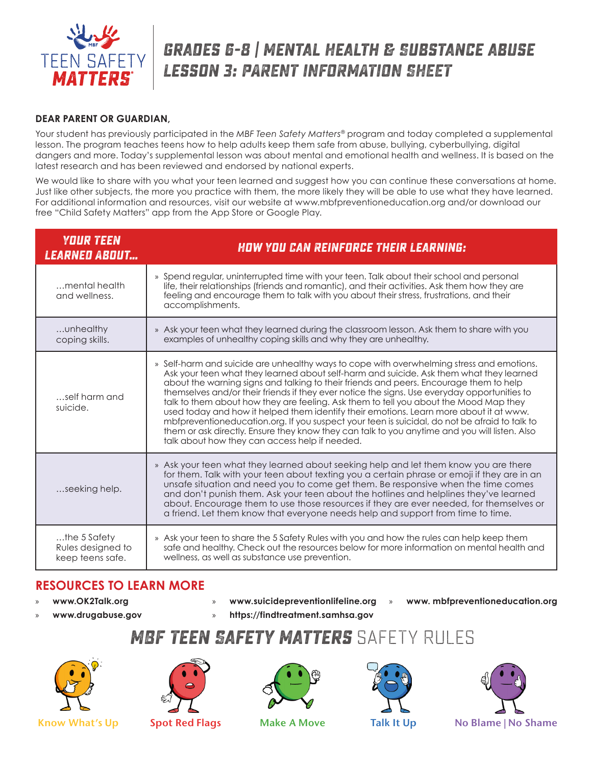# GRADES 6-8 | MENTAL HEALTH & SUBSTANCE ABUSE LESSON 3: PARENT INFORMATION SHEET

**DEAR PARENT OR GUARDIAN,**

Your student has previously participated in the *MBF Teen Safety Matters®* program and today completed a supplemental lesson. The program teaches teens how to help adults keep them safe from abuse, bullying, cyberbullying, digital dangers and more. Today's supplemental lesson was about mental and emotional health and wellness. It is based on the latest research and has been reviewed and endorsed by national experts.

We would like to share with you what your teen learned and suggest how you can continue these conversations at home. Just like other subjects, the more you practice with them, the more likely they will be able to use what they have learned. For additional information and resources, visit our website at www.mbfpreventioneducation.org and/or download our free "Child Safety Matters" app from the App Store or Google Play.

| YOUR TEEN LEARNED ABOUT... | HOW YOU CAN REINFORCE THEIR LEARNING: |
|---|---|
| ...mental health and wellness. | » Spend regular, uninterrupted time with your teen. Talk about their school and personal life, their relationships (friends and romantic), and their activities. Ask them how they are feeling and encourage them to talk with you about their stress, frustrations, and their accomplishments. |
| ...unhealthy coping skills. | » Ask your teen what they learned during the classroom lesson. Ask them to share with you examples of unhealthy coping skills and why they are unhealthy. |
| ...self harm and suicide. | » Self-harm and suicide are unhealthy ways to cope with overwhelming stress and emotions. Ask your teen what they learned about self-harm and suicide. Ask them what they learned about the warning signs and talking to their friends and peers. Encourage them to help themselves and/or their friends if they ever notice the signs. Use everyday opportunities to talk to them about how they are feeling. Ask them to tell you about the Mood Map they used today and how it helped them identify their emotions. Learn more about it at www.mbfpreventioneducation.org. If you suspect your teen is suicidal, do not be afraid to talk to them or ask directly. Ensure they know they can talk to you anytime and you will listen. Also talk about how they can access help if needed. |
| ...seeking help. | » Ask your teen what they learned about seeking help and let them know you are there for them. Talk with your teen about texting you a certain phrase or emoji if they are in an unsafe situation and need you to come get them. Be responsive when the time comes and don't punish them. Ask your teen about the hotlines and helplines they've learned about. Encourage them to use those resources if they are ever needed, for themselves or a friend. Let them know that everyone needs help and support from time to time. |
| ...the 5 Safety Rules designed to keep teens safe. | » Ask your teen to share the 5 Safety Rules with you and how the rules can help keep them safe and healthy. Check out the resources below for more information on mental health and wellness, as well as substance use prevention. |

## RESOURCES TO LEARN MORE

- **www.OK2Talk.org**
- **www.drugabuse.gov**
- **www.suicidepreventionlifeline.org**
- **https://findtreatment.samhsa.gov**
- **www. mbfpreventioneducation.org**

## MBF TEEN SAFETY MATTERS SAFETY RULES

Know What's Up

Spot Red Flags

Make A Move

Talk It Up

No Blame | No Shame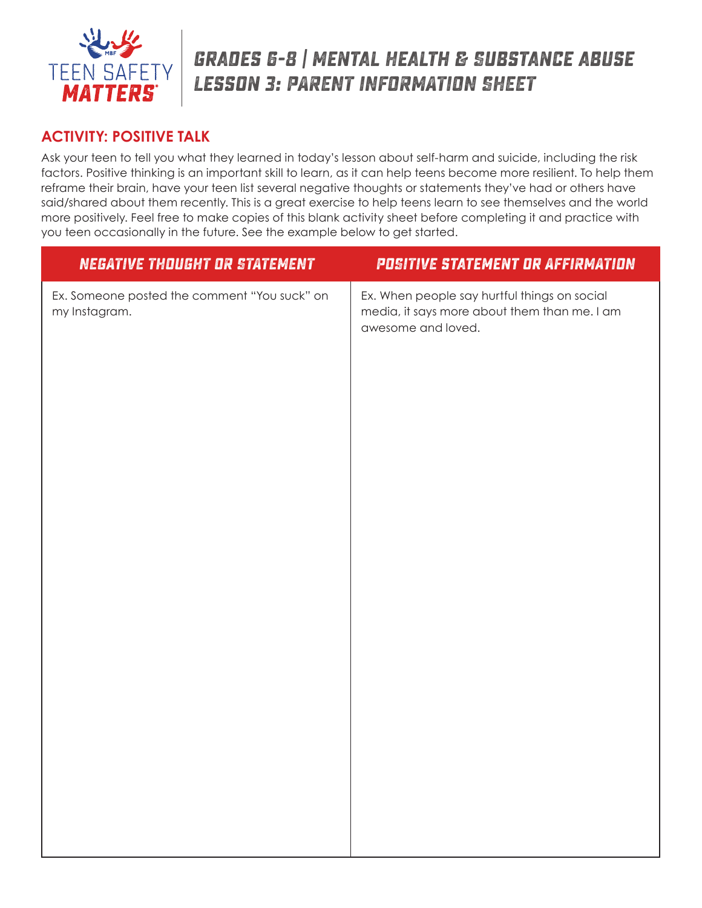# GRADES 6-8 | MENTAL HEALTH & SUBSTANCE ABUSE
# LESSON 3: PARENT INFORMATION SHEET

## ACTIVITY: POSITIVE TALK

Ask your teen to tell you what they learned in today's lesson about self-harm and suicide, including the risk factors. Positive thinking is an important skill to learn, as it can help teens become more resilient. To help them reframe their brain, have your teen list several negative thoughts or statements they've had or others have said/shared about them recently. This is a great exercise to help teens learn to see themselves and the world more positively. Feel free to make copies of this blank activity sheet before completing it and practice with you teen occasionally in the future. See the example below to get started.

| NEGATIVE THOUGHT OR STATEMENT | POSITIVE STATEMENT OR AFFIRMATION |
|---|---|
| Ex. Someone posted the comment "You suck" on my Instagram. | Ex. When people say hurtful things on social media, it says more about them than me. I am awesome and loved. |